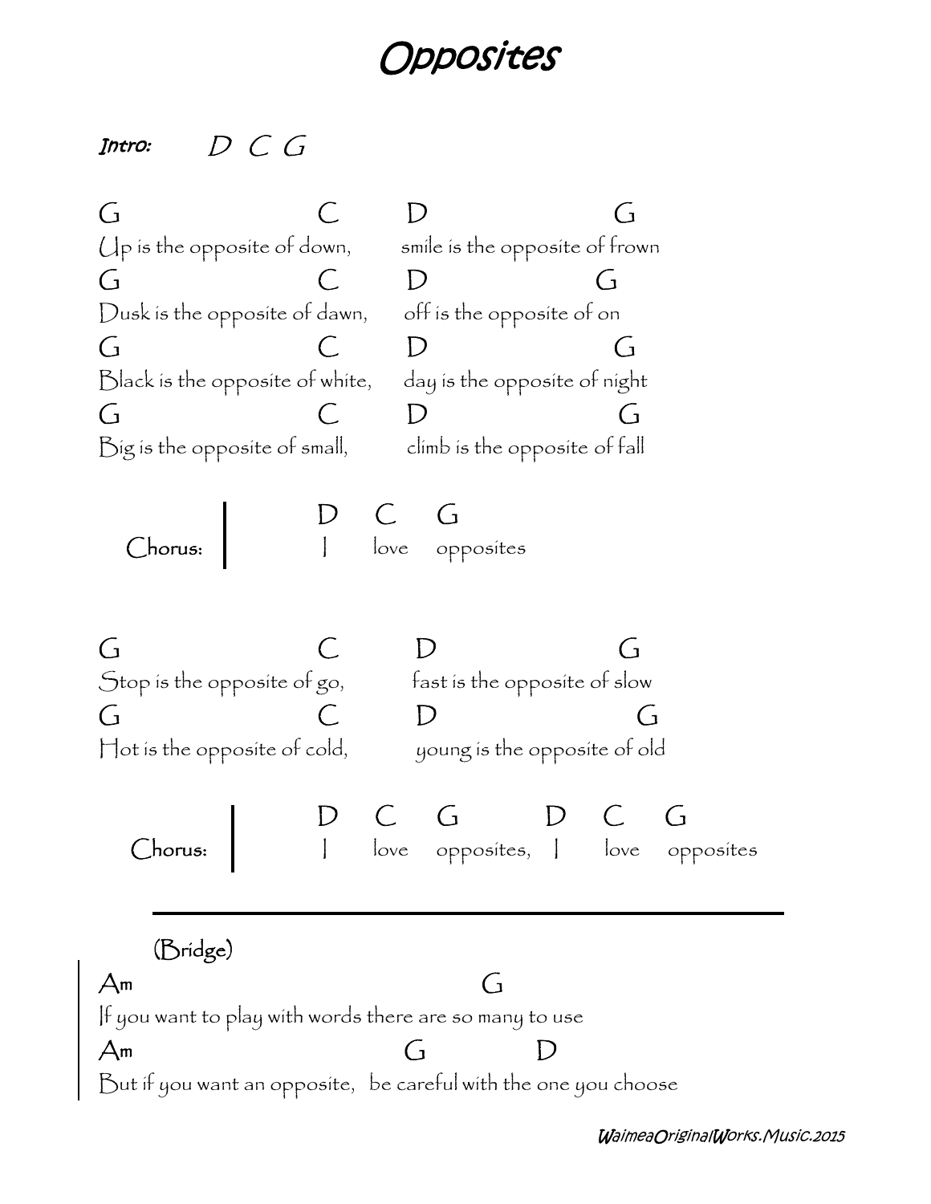# *Opposites*

*Intro:* *D C G*

```
G                          C          D                        G
Up is the opposite of down,        smile is the opposite of frown
G                          C          D                     G
Dusk is the opposite of dawn,      off is the opposite of on
G                          C          D                        G
Black is the opposite of white,    day is the opposite of night
G                          C          D                        G
Big is the opposite of small,       climb is the opposite of fall
```

```
Chorus: |     D    C    G
        |     I    love opposites
```

```
G                          C          D                        G
Stop is the opposite of go,          fast is the opposite of slow
G                          C          D                           G
Hot is the opposite of cold,          young is the opposite of old
```

```
Chorus: |     D    C    G            D    C    G
        |     I    love opposites,   I    love opposites
```

---

(Bridge)

```
Am                                           G
If you want to play with words there are so many to use
Am                                    G              D
But if you want an opposite,   be careful with the one you choose
```

*WaimeaOriginalWorks.Music.2015*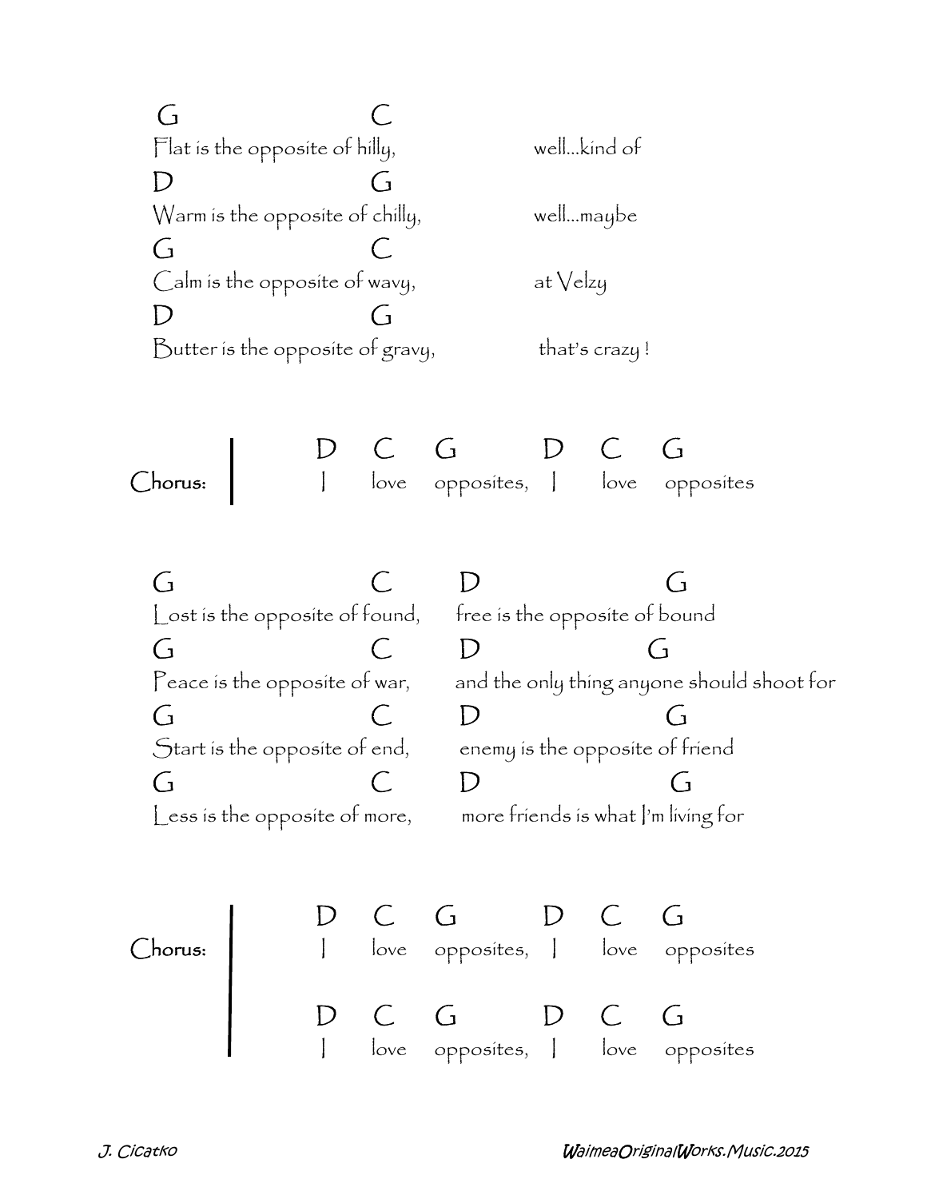```
G                    C
Flat is the opposite of hilly,              well...kind of
D                    G
Warm is the opposite of chilly,             well...maybe
G                    C
Calm is the opposite of wavy,               at Velzy
D                    G
Butter is the opposite of gravy,            that's crazy !
```

**Chorus:**

```
D   C     G           D   C     G
I   love  opposites,  I   love  opposites
```

```
G                          C     D                       G
Lost is the opposite of found,   free is the opposite of bound
G                          C     D                  G
Peace is the opposite of war,    and the only thing anyone should shoot for
G                          C     D                       G
Start is the opposite of end,    enemy is the opposite of friend
G                          C     D                       G
Less is the opposite of more,    more friends is what I'm living for
```

**Chorus:**

```
D   C     G           D   C     G
I   love  opposites,  I   love  opposites

D   C     G           D   C     G
I   love  opposites,  I   love  opposites
```

*J. Cicatko* *WaimeaOriginalWorks.Music.2015*